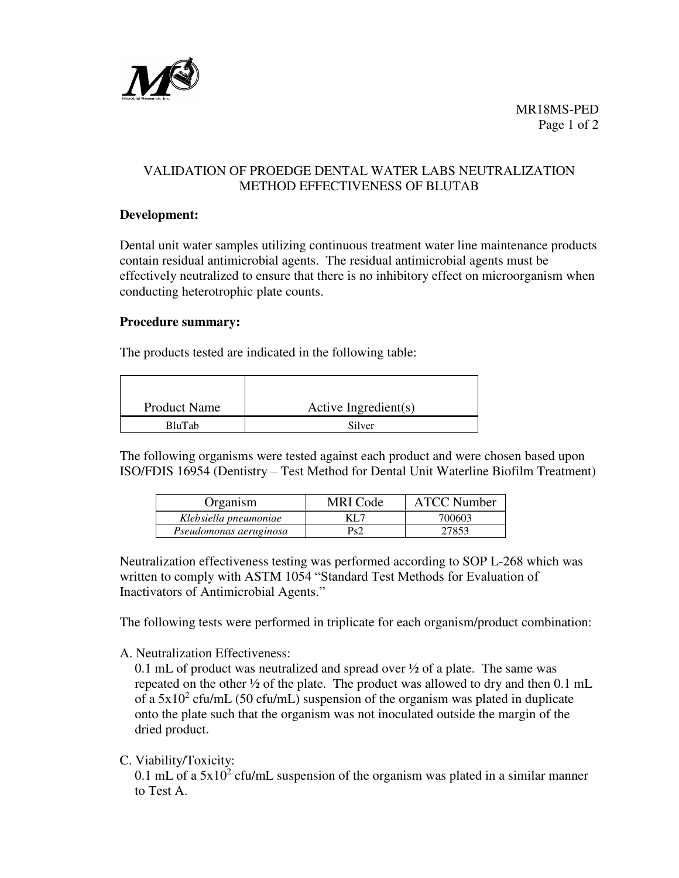# VALIDATION OF PROEDGE DENTAL WATER LABS NEUTRALIZATION METHOD EFFECTIVENESS OF BLUTAB

**Development:**

Dental unit water samples utilizing continuous treatment water line maintenance products contain residual antimicrobial agents. The residual antimicrobial agents must be effectively neutralized to ensure that there is no inhibitory effect on microorganism when conducting heterotrophic plate counts.

**Procedure summary:**

The products tested are indicated in the following table:

| Product Name | Active Ingredient(s) |
|---|---|
| BluTab | Silver |

The following organisms were tested against each product and were chosen based upon ISO/FDIS 16954 (Dentistry – Test Method for Dental Unit Waterline Biofilm Treatment)

| Organism | MRI Code | ATCC Number |
|---|---|---|
| *Klebsiella pneumoniae* | KL7 | 700603 |
| *Pseudomonas aeruginosa* | Ps2 | 27853 |

Neutralization effectiveness testing was performed according to SOP L-268 which was written to comply with ASTM 1054 "Standard Test Methods for Evaluation of Inactivators of Antimicrobial Agents."

The following tests were performed in triplicate for each organism/product combination:

A. Neutralization Effectiveness:
   0.1 mL of product was neutralized and spread over ½ of a plate. The same was repeated on the other ½ of the plate. The product was allowed to dry and then 0.1 mL of a $5x10^2$ cfu/mL (50 cfu/mL) suspension of the organism was plated in duplicate onto the plate such that the organism was not inoculated outside the margin of the dried product.

C. Viability/Toxicity:
   0.1 mL of a $5x10^2$ cfu/mL suspension of the organism was plated in a similar manner to Test A.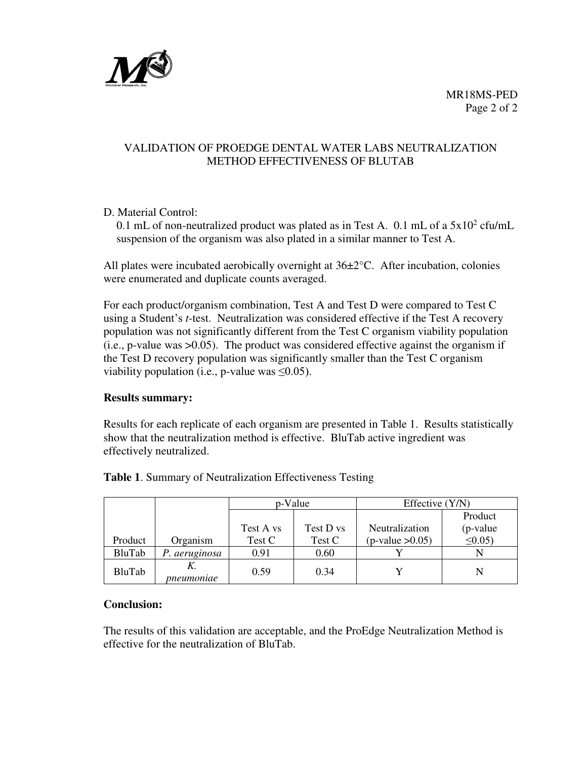## VALIDATION OF PROEDGE DENTAL WATER LABS NEUTRALIZATION METHOD EFFECTIVENESS OF BLUTAB

D. Material Control:
  0.1 mL of non-neutralized product was plated as in Test A. 0.1 mL of a $5x10^2$ cfu/mL suspension of the organism was also plated in a similar manner to Test A.

All plates were incubated aerobically overnight at 36±2°C. After incubation, colonies were enumerated and duplicate counts averaged.

For each product/organism combination, Test A and Test D were compared to Test C using a Student's *t*-test. Neutralization was considered effective if the Test A recovery population was not significantly different from the Test C organism viability population (i.e., p-value was >0.05). The product was considered effective against the organism if the Test D recovery population was significantly smaller than the Test C organism viability population (i.e., p-value was ≤0.05).

**Results summary:**

Results for each replicate of each organism are presented in Table 1. Results statistically show that the neutralization method is effective. BluTab active ingredient was effectively neutralized.

**Table 1**. Summary of Neutralization Effectiveness Testing

| | | p-Value | | Effective (Y/N) | |
|---|---|---|---|---|---|
| Product | Organism | Test A vs Test C | Test D vs Test C | Neutralization (p-value >0.05) | Product (p-value ≤0.05) |
| BluTab | *P. aeruginosa* | 0.91 | 0.60 | Y | N |
| BluTab | *K. pneumoniae* | 0.59 | 0.34 | Y | N |

**Conclusion:**

The results of this validation are acceptable, and the ProEdge Neutralization Method is effective for the neutralization of BluTab.